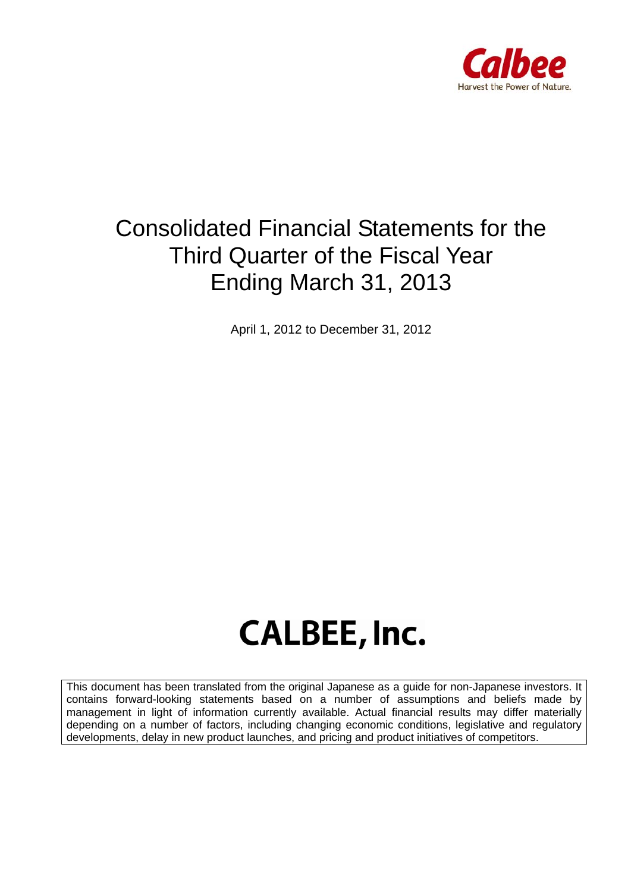Calbee

Harvest the Power of Nature.

# Consolidated Financial Statements for the Third Quarter of the Fiscal Year Ending March 31, 2013

April 1, 2012 to December 31, 2012

# CALBEE, Inc.

This document has been translated from the original Japanese as a guide for non-Japanese investors. It contains forward-looking statements based on a number of assumptions and beliefs made by management in light of information currently available. Actual financial results may differ materially depending on a number of factors, including changing economic conditions, legislative and regulatory developments, delay in new product launches, and pricing and product initiatives of competitors.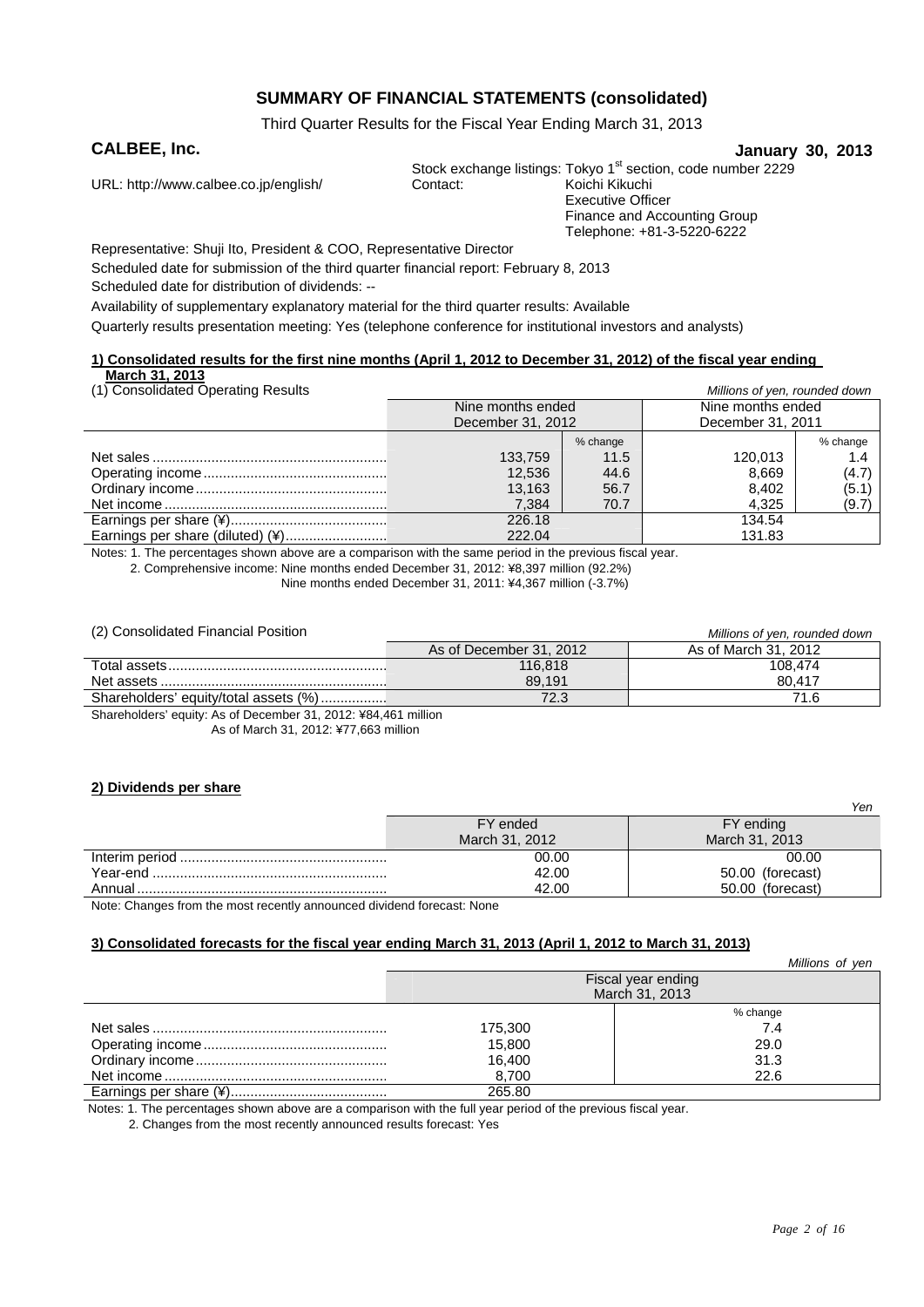# SUMMARY OF FINANCIAL STATEMENTS (consolidated)

Third Quarter Results for the Fiscal Year Ending March 31, 2013

**CALBEE, Inc.** **January 30, 2013**

Stock exchange listings: Tokyo 1st section, code number 2229

URL: http://www.calbee.co.jp/english/

Contact: Koichi Kikuchi
Executive Officer
Finance and Accounting Group
Telephone: +81-3-5220-6222

Representative: Shuji Ito, President & COO, Representative Director

Scheduled date for submission of the third quarter financial report: February 8, 2013

Scheduled date for distribution of dividends: --

Availability of supplementary explanatory material for the third quarter results: Available

Quarterly results presentation meeting: Yes (telephone conference for institutional investors and analysts)

## 1) Consolidated results for the first nine months (April 1, 2012 to December 31, 2012) of the fiscal year ending March 31, 2013

(1) Consolidated Operating Results

*Millions of yen, rounded down*

| | Nine months ended December 31, 2012 | | Nine months ended December 31, 2011 | |
|---|---|---|---|---|
| | | % change | | % change |
| Net sales | 133,759 | 11.5 | 120,013 | 1.4 |
| Operating income | 12,536 | 44.6 | 8,669 | (4.7) |
| Ordinary income | 13,163 | 56.7 | 8,402 | (5.1) |
| Net income | 7,384 | 70.7 | 4,325 | (9.7) |
| Earnings per share (¥) | 226.18 | | 134.54 | |
| Earnings per share (diluted) (¥) | 222.04 | | 131.83 | |

Notes: 1. The percentages shown above are a comparison with the same period in the previous fiscal year.

2. Comprehensive income: Nine months ended December 31, 2012: ¥8,397 million (92.2%)
Nine months ended December 31, 2011: ¥4,367 million (-3.7%)

(2) Consolidated Financial Position

*Millions of yen, rounded down*

| | As of December 31, 2012 | As of March 31, 2012 |
|---|---|---|
| Total assets | 116,818 | 108,474 |
| Net assets | 89,191 | 80,417 |
| Shareholders' equity/total assets (%) | 72.3 | 71.6 |

Shareholders' equity: As of December 31, 2012: ¥84,461 million
As of March 31, 2012: ¥77,663 million

## 2) Dividends per share

*Yen*

| | FY ended March 31, 2012 | FY ending March 31, 2013 |
|---|---|---|
| Interim period | 00.00 | 00.00 |
| Year-end | 42.00 | 50.00 (forecast) |
| Annual | 42.00 | 50.00 (forecast) |

Note: Changes from the most recently announced dividend forecast: None

## 3) Consolidated forecasts for the fiscal year ending March 31, 2013 (April 1, 2012 to March 31, 2013)

*Millions of yen*

| | Fiscal year ending March 31, 2013 | |
|---|---|---|
| | | % change |
| Net sales | 175,300 | 7.4 |
| Operating income | 15,800 | 29.0 |
| Ordinary income | 16,400 | 31.3 |
| Net income | 8,700 | 22.6 |
| Earnings per share (¥) | 265.80 | |

Notes: 1. The percentages shown above are a comparison with the full year period of the previous fiscal year.

2. Changes from the most recently announced results forecast: Yes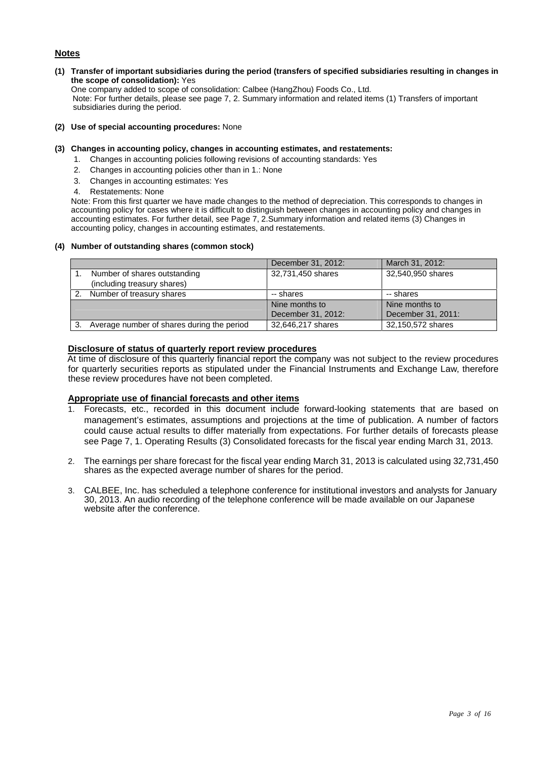## Notes

**(1) Transfer of important subsidiaries during the period (transfers of specified subsidiaries resulting in changes in the scope of consolidation):** Yes

One company added to scope of consolidation: Calbee (HangZhou) Foods Co., Ltd.

Note: For further details, please see page 7, 2. Summary information and related items (1) Transfers of important subsidiaries during the period.

**(2) Use of special accounting procedures:** None

**(3) Changes in accounting policy, changes in accounting estimates, and restatements:**

1. Changes in accounting policies following revisions of accounting standards: Yes
2. Changes in accounting policies other than in 1.: None
3. Changes in accounting estimates: Yes
4. Restatements: None

Note: From this first quarter we have made changes to the method of depreciation. This corresponds to changes in accounting policy for cases where it is difficult to distinguish between changes in accounting policy and changes in accounting estimates. For further detail, see Page 7, 2.Summary information and related items (3) Changes in accounting policy, changes in accounting estimates, and restatements.

**(4) Number of outstanding shares (common stock)**

| | December 31, 2012: | March 31, 2012: |
|---|---|---|
| 1. Number of shares outstanding (including treasury shares) | 32,731,450 shares | 32,540,950 shares |
| 2. Number of treasury shares | -- shares | -- shares |
| | Nine months to December 31, 2012: | Nine months to December 31, 2011: |
| 3. Average number of shares during the period | 32,646,217 shares | 32,150,572 shares |

**Disclosure of status of quarterly report review procedures**

At time of disclosure of this quarterly financial report the company was not subject to the review procedures for quarterly securities reports as stipulated under the Financial Instruments and Exchange Law, therefore these review procedures have not been completed.

**Appropriate use of financial forecasts and other items**

1. Forecasts, etc., recorded in this document include forward-looking statements that are based on management's estimates, assumptions and projections at the time of publication. A number of factors could cause actual results to differ materially from expectations. For further details of forecasts please see Page 7, 1. Operating Results (3) Consolidated forecasts for the fiscal year ending March 31, 2013.
2. The earnings per share forecast for the fiscal year ending March 31, 2013 is calculated using 32,731,450 shares as the expected average number of shares for the period.
3. CALBEE, Inc. has scheduled a telephone conference for institutional investors and analysts for January 30, 2013. An audio recording of the telephone conference will be made available on our Japanese website after the conference.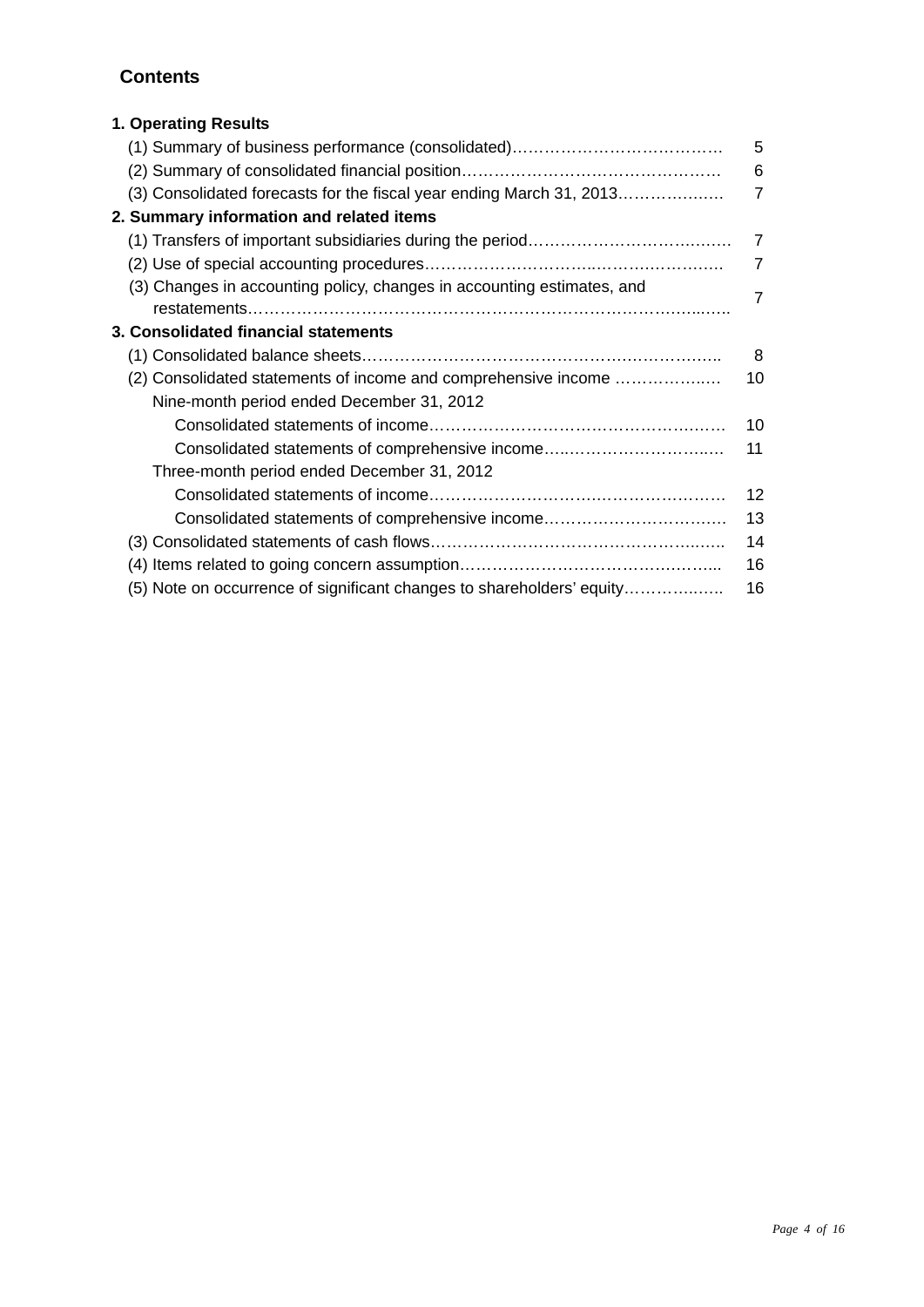## Contents

| | |
|---|---|
| **1. Operating Results** | |
| (1) Summary of business performance (consolidated)………………………………… | 5 |
| (2) Summary of consolidated financial position………………………………………… | 6 |
| (3) Consolidated forecasts for the fiscal year ending March 31, 2013……………… | 7 |
| **2. Summary information and related items** | |
| (1) Transfers of important subsidiaries during the period……………………………… | 7 |
| (2) Use of special accounting procedures……………………………………………… | 7 |
| (3) Changes in accounting policy, changes in accounting estimates, and restatements………………………………………………………………………… | 7 |
| **3. Consolidated financial statements** | |
| (1) Consolidated balance sheets…………………………………………………… | 8 |
| (2) Consolidated statements of income and comprehensive income ……………… | 10 |
| Nine-month period ended December 31, 2012 | |
| Consolidated statements of income…………………………………………… | 10 |
| Consolidated statements of comprehensive income………………………… | 11 |
| Three-month period ended December 31, 2012 | |
| Consolidated statements of income…………………………………………… | 12 |
| Consolidated statements of comprehensive income………………………… | 13 |
| (3) Consolidated statements of cash flows………………………………………… | 14 |
| (4) Items related to going concern assumption…………………………………… | 16 |
| (5) Note on occurrence of significant changes to shareholders' equity…………… | 16 |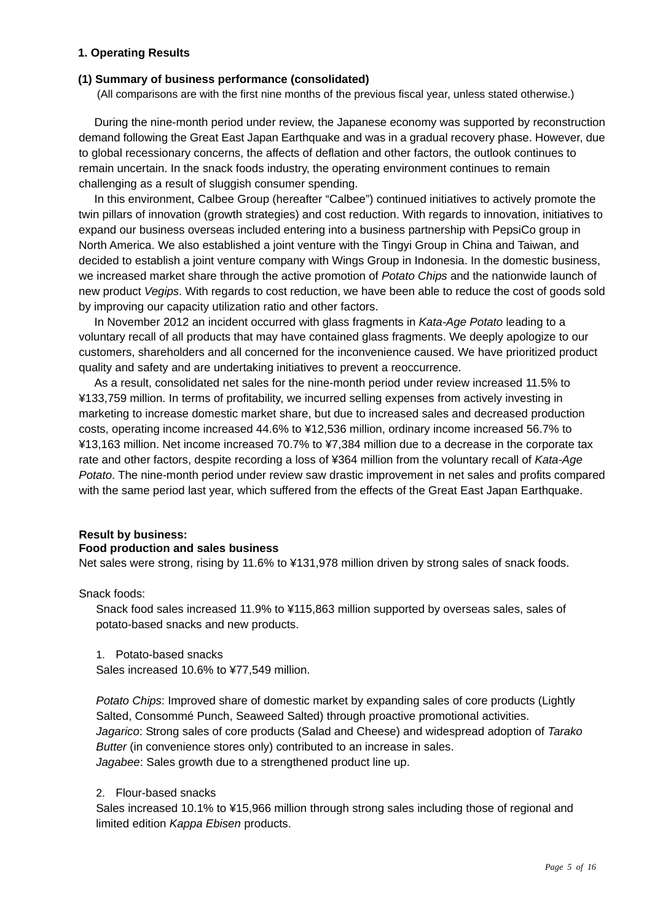## 1. Operating Results

### (1) Summary of business performance (consolidated)

(All comparisons are with the first nine months of the previous fiscal year, unless stated otherwise.)

During the nine-month period under review, the Japanese economy was supported by reconstruction demand following the Great East Japan Earthquake and was in a gradual recovery phase. However, due to global recessionary concerns, the affects of deflation and other factors, the outlook continues to remain uncertain. In the snack foods industry, the operating environment continues to remain challenging as a result of sluggish consumer spending.

In this environment, Calbee Group (hereafter “Calbee”) continued initiatives to actively promote the twin pillars of innovation (growth strategies) and cost reduction. With regards to innovation, initiatives to expand our business overseas included entering into a business partnership with PepsiCo group in North America. We also established a joint venture with the Tingyi Group in China and Taiwan, and decided to establish a joint venture company with Wings Group in Indonesia. In the domestic business, we increased market share through the active promotion of *Potato Chips* and the nationwide launch of new product *Vegips*. With regards to cost reduction, we have been able to reduce the cost of goods sold by improving our capacity utilization ratio and other factors.

In November 2012 an incident occurred with glass fragments in *Kata-Age Potato* leading to a voluntary recall of all products that may have contained glass fragments. We deeply apologize to our customers, shareholders and all concerned for the inconvenience caused. We have prioritized product quality and safety and are undertaking initiatives to prevent a reoccurrence.

As a result, consolidated net sales for the nine-month period under review increased 11.5% to ¥133,759 million. In terms of profitability, we incurred selling expenses from actively investing in marketing to increase domestic market share, but due to increased sales and decreased production costs, operating income increased 44.6% to ¥12,536 million, ordinary income increased 56.7% to ¥13,163 million. Net income increased 70.7% to ¥7,384 million due to a decrease in the corporate tax rate and other factors, despite recording a loss of ¥364 million from the voluntary recall of *Kata-Age Potato*. The nine-month period under review saw drastic improvement in net sales and profits compared with the same period last year, which suffered from the effects of the Great East Japan Earthquake.

**Result by business:**
**Food production and sales business**
Net sales were strong, rising by 11.6% to ¥131,978 million driven by strong sales of snack foods.

Snack foods:

Snack food sales increased 11.9% to ¥115,863 million supported by overseas sales, sales of potato-based snacks and new products.

1. Potato-based snacks

Sales increased 10.6% to ¥77,549 million.

*Potato Chips*: Improved share of domestic market by expanding sales of core products (Lightly Salted, Consommé Punch, Seaweed Salted) through proactive promotional activities.
*Jagarico*: Strong sales of core products (Salad and Cheese) and widespread adoption of *Tarako Butter* (in convenience stores only) contributed to an increase in sales.
*Jagabee*: Sales growth due to a strengthened product line up.

2. Flour-based snacks

Sales increased 10.1% to ¥15,966 million through strong sales including those of regional and limited edition *Kappa Ebisen* products.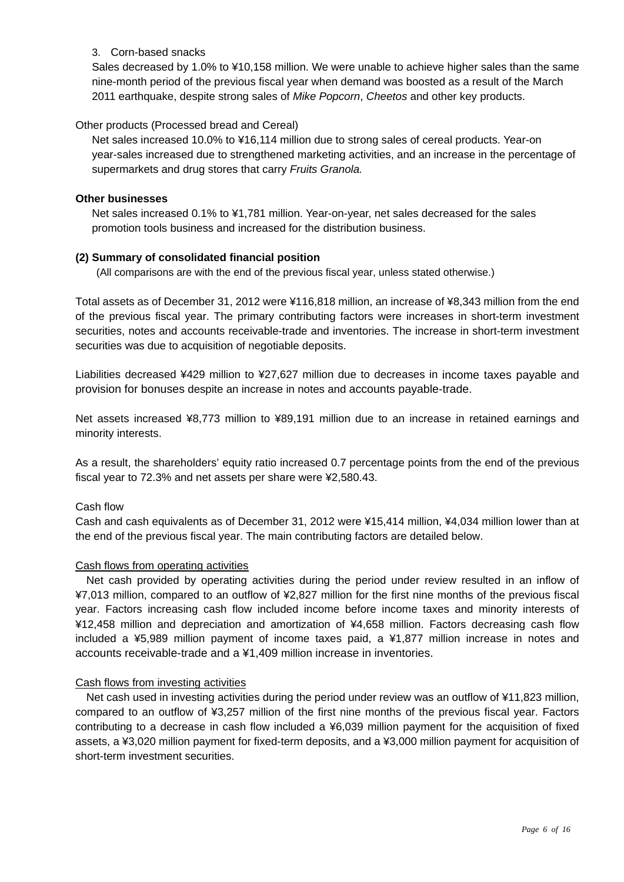3. Corn-based snacks

Sales decreased by 1.0% to ¥10,158 million. We were unable to achieve higher sales than the same nine-month period of the previous fiscal year when demand was boosted as a result of the March 2011 earthquake, despite strong sales of *Mike Popcorn*, *Cheetos* and other key products.

Other products (Processed bread and Cereal)

Net sales increased 10.0% to ¥16,114 million due to strong sales of cereal products. Year-on year-sales increased due to strengthened marketing activities, and an increase in the percentage of supermarkets and drug stores that carry *Fruits Granola.*

**Other businesses**

Net sales increased 0.1% to ¥1,781 million. Year-on-year, net sales decreased for the sales promotion tools business and increased for the distribution business.

**(2) Summary of consolidated financial position**

(All comparisons are with the end of the previous fiscal year, unless stated otherwise.)

Total assets as of December 31, 2012 were ¥116,818 million, an increase of ¥8,343 million from the end of the previous fiscal year. The primary contributing factors were increases in short-term investment securities, notes and accounts receivable-trade and inventories. The increase in short-term investment securities was due to acquisition of negotiable deposits.

Liabilities decreased ¥429 million to ¥27,627 million due to decreases in income taxes payable and provision for bonuses despite an increase in notes and accounts payable-trade.

Net assets increased ¥8,773 million to ¥89,191 million due to an increase in retained earnings and minority interests.

As a result, the shareholders' equity ratio increased 0.7 percentage points from the end of the previous fiscal year to 72.3% and net assets per share were ¥2,580.43.

Cash flow

Cash and cash equivalents as of December 31, 2012 were ¥15,414 million, ¥4,034 million lower than at the end of the previous fiscal year. The main contributing factors are detailed below.

Cash flows from operating activities

Net cash provided by operating activities during the period under review resulted in an inflow of ¥7,013 million, compared to an outflow of ¥2,827 million for the first nine months of the previous fiscal year. Factors increasing cash flow included income before income taxes and minority interests of ¥12,458 million and depreciation and amortization of ¥4,658 million. Factors decreasing cash flow included a ¥5,989 million payment of income taxes paid, a ¥1,877 million increase in notes and accounts receivable-trade and a ¥1,409 million increase in inventories.

Cash flows from investing activities

Net cash used in investing activities during the period under review was an outflow of ¥11,823 million, compared to an outflow of ¥3,257 million of the first nine months of the previous fiscal year. Factors contributing to a decrease in cash flow included a ¥6,039 million payment for the acquisition of fixed assets, a ¥3,020 million payment for fixed-term deposits, and a ¥3,000 million payment for acquisition of short-term investment securities.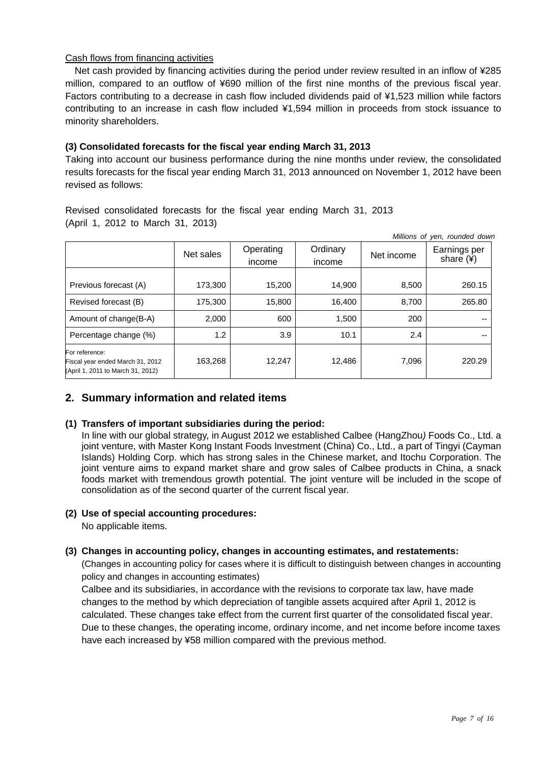Cash flows from financing activities

Net cash provided by financing activities during the period under review resulted in an inflow of ¥285 million, compared to an outflow of ¥690 million of the first nine months of the previous fiscal year. Factors contributing to a decrease in cash flow included dividends paid of ¥1,523 million while factors contributing to an increase in cash flow included ¥1,594 million in proceeds from stock issuance to minority shareholders.

### (3) Consolidated forecasts for the fiscal year ending March 31, 2013

Taking into account our business performance during the nine months under review, the consolidated results forecasts for the fiscal year ending March 31, 2013 announced on November 1, 2012 have been revised as follows:

Revised consolidated forecasts for the fiscal year ending March 31, 2013
(April 1, 2012 to March 31, 2013)

*Millions of yen, rounded down*

| | Net sales | Operating income | Ordinary income | Net income | Earnings per share (¥) |
|---|---|---|---|---|---|
| Previous forecast (A) | 173,300 | 15,200 | 14,900 | 8,500 | 260.15 |
| Revised forecast (B) | 175,300 | 15,800 | 16,400 | 8,700 | 265.80 |
| Amount of change(B-A) | 2,000 | 600 | 1,500 | 200 | -- |
| Percentage change (%) | 1.2 | 3.9 | 10.1 | 2.4 | -- |
| For reference: Fiscal year ended March 31, 2012 (April 1, 2011 to March 31, 2012) | 163,268 | 12,247 | 12,486 | 7,096 | 220.29 |

## 2. Summary information and related items

### (1) Transfers of important subsidiaries during the period:

In line with our global strategy, in August 2012 we established Calbee (HangZhou) Foods Co., Ltd. a joint venture, with Master Kong Instant Foods Investment (China) Co., Ltd., a part of Tingyi (Cayman Islands) Holding Corp. which has strong sales in the Chinese market, and Itochu Corporation. The joint venture aims to expand market share and grow sales of Calbee products in China, a snack foods market with tremendous growth potential. The joint venture will be included in the scope of consolidation as of the second quarter of the current fiscal year.

### (2) Use of special accounting procedures:

No applicable items.

### (3) Changes in accounting policy, changes in accounting estimates, and restatements:

(Changes in accounting policy for cases where it is difficult to distinguish between changes in accounting policy and changes in accounting estimates)

Calbee and its subsidiaries, in accordance with the revisions to corporate tax law, have made changes to the method by which depreciation of tangible assets acquired after April 1, 2012 is calculated. These changes take effect from the current first quarter of the consolidated fiscal year. Due to these changes, the operating income, ordinary income, and net income before income taxes have each increased by ¥58 million compared with the previous method.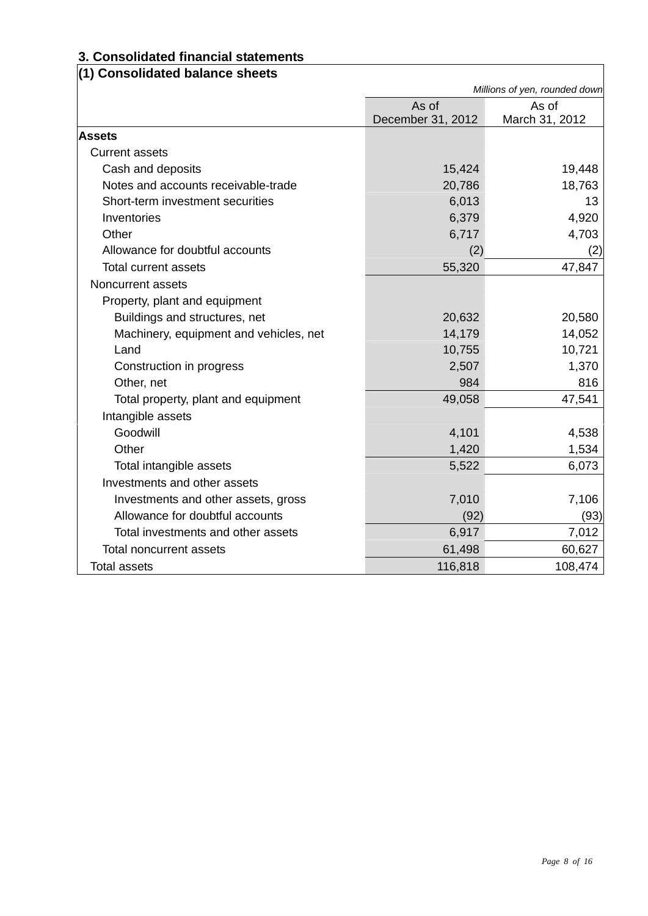## 3. Consolidated financial statements

### (1) Consolidated balance sheets

*Millions of yen, rounded down*

| | As of December 31, 2012 | As of March 31, 2012 |
|---|---|---|
| **Assets** | | |
| Current assets | | |
| Cash and deposits | 15,424 | 19,448 |
| Notes and accounts receivable-trade | 20,786 | 18,763 |
| Short-term investment securities | 6,013 | 13 |
| Inventories | 6,379 | 4,920 |
| Other | 6,717 | 4,703 |
| Allowance for doubtful accounts | (2) | (2) |
| Total current assets | 55,320 | 47,847 |
| Noncurrent assets | | |
| Property, plant and equipment | | |
| Buildings and structures, net | 20,632 | 20,580 |
| Machinery, equipment and vehicles, net | 14,179 | 14,052 |
| Land | 10,755 | 10,721 |
| Construction in progress | 2,507 | 1,370 |
| Other, net | 984 | 816 |
| Total property, plant and equipment | 49,058 | 47,541 |
| Intangible assets | | |
| Goodwill | 4,101 | 4,538 |
| Other | 1,420 | 1,534 |
| Total intangible assets | 5,522 | 6,073 |
| Investments and other assets | | |
| Investments and other assets, gross | 7,010 | 7,106 |
| Allowance for doubtful accounts | (92) | (93) |
| Total investments and other assets | 6,917 | 7,012 |
| Total noncurrent assets | 61,498 | 60,627 |
| Total assets | 116,818 | 108,474 |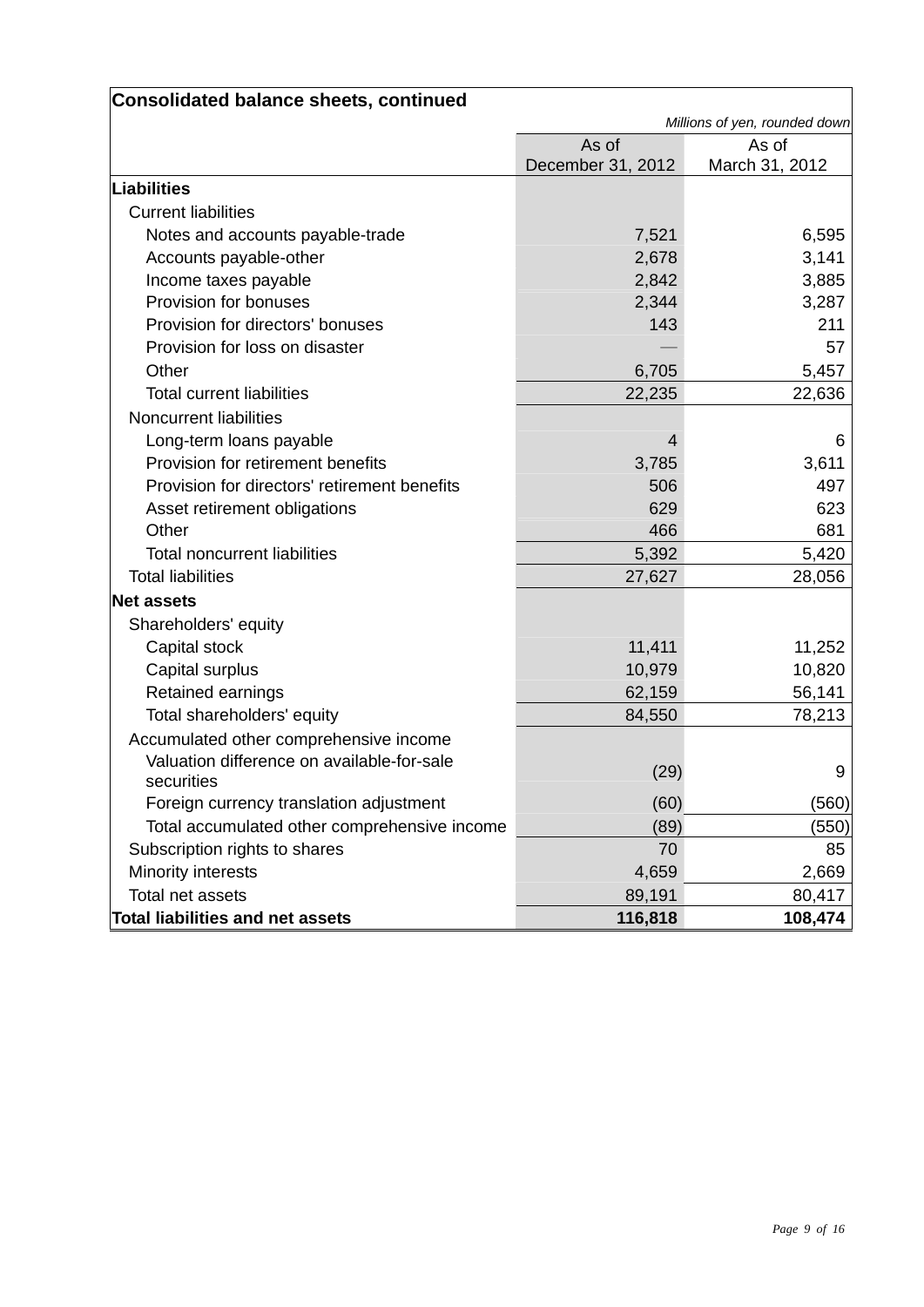## Consolidated balance sheets, continued

*Millions of yen, rounded down*

| | As of December 31, 2012 | As of March 31, 2012 |
|---|---|---|
| **Liabilities** | | |
| Current liabilities | | |
| Notes and accounts payable-trade | 7,521 | 6,595 |
| Accounts payable-other | 2,678 | 3,141 |
| Income taxes payable | 2,842 | 3,885 |
| Provision for bonuses | 2,344 | 3,287 |
| Provision for directors' bonuses | 143 | 211 |
| Provision for loss on disaster | — | 57 |
| Other | 6,705 | 5,457 |
| Total current liabilities | 22,235 | 22,636 |
| Noncurrent liabilities | | |
| Long-term loans payable | 4 | 6 |
| Provision for retirement benefits | 3,785 | 3,611 |
| Provision for directors' retirement benefits | 506 | 497 |
| Asset retirement obligations | 629 | 623 |
| Other | 466 | 681 |
| Total noncurrent liabilities | 5,392 | 5,420 |
| Total liabilities | 27,627 | 28,056 |
| **Net assets** | | |
| Shareholders' equity | | |
| Capital stock | 11,411 | 11,252 |
| Capital surplus | 10,979 | 10,820 |
| Retained earnings | 62,159 | 56,141 |
| Total shareholders' equity | 84,550 | 78,213 |
| Accumulated other comprehensive income | | |
| Valuation difference on available-for-sale securities | (29) | 9 |
| Foreign currency translation adjustment | (60) | (560) |
| Total accumulated other comprehensive income | (89) | (550) |
| Subscription rights to shares | 70 | 85 |
| Minority interests | 4,659 | 2,669 |
| Total net assets | 89,191 | 80,417 |
| **Total liabilities and net assets** | **116,818** | **108,474** |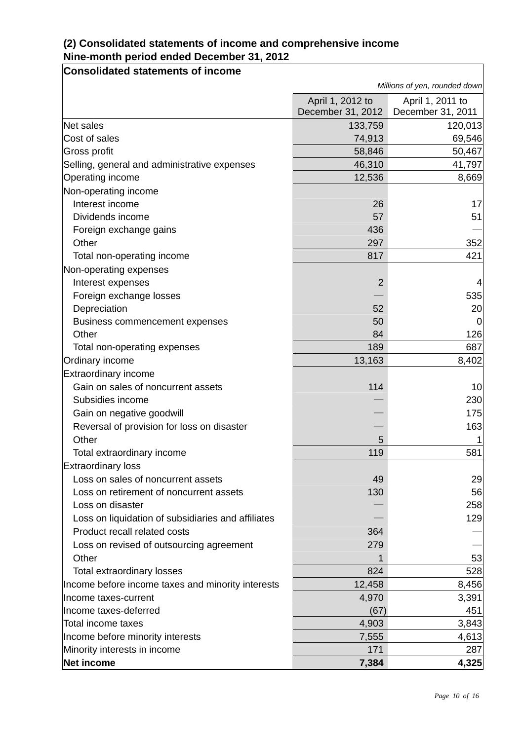## (2) Consolidated statements of income and comprehensive income
## Nine-month period ended December 31, 2012

### Consolidated statements of income

*Millions of yen, rounded down*

| | April 1, 2012 to December 31, 2012 | April 1, 2011 to December 31, 2011 |
|---|---:|---:|
| Net sales | 133,759 | 120,013 |
| Cost of sales | 74,913 | 69,546 |
| Gross profit | 58,846 | 50,467 |
| Selling, general and administrative expenses | 46,310 | 41,797 |
| Operating income | 12,536 | 8,669 |
| Non-operating income | | |
| Interest income | 26 | 17 |
| Dividends income | 57 | 51 |
| Foreign exchange gains | 436 | — |
| Other | 297 | 352 |
| Total non-operating income | 817 | 421 |
| Non-operating expenses | | |
| Interest expenses | 2 | 4 |
| Foreign exchange losses | — | 535 |
| Depreciation | 52 | 20 |
| Business commencement expenses | 50 | 0 |
| Other | 84 | 126 |
| Total non-operating expenses | 189 | 687 |
| Ordinary income | 13,163 | 8,402 |
| Extraordinary income | | |
| Gain on sales of noncurrent assets | 114 | 10 |
| Subsidies income | — | 230 |
| Gain on negative goodwill | — | 175 |
| Reversal of provision for loss on disaster | — | 163 |
| Other | 5 | 1 |
| Total extraordinary income | 119 | 581 |
| Extraordinary loss | | |
| Loss on sales of noncurrent assets | 49 | 29 |
| Loss on retirement of noncurrent assets | 130 | 56 |
| Loss on disaster | — | 258 |
| Loss on liquidation of subsidiaries and affiliates | — | 129 |
| Product recall related costs | 364 | — |
| Loss on revised of outsourcing agreement | 279 | — |
| Other | 1 | 53 |
| Total extraordinary losses | 824 | 528 |
| Income before income taxes and minority interests | 12,458 | 8,456 |
| Income taxes-current | 4,970 | 3,391 |
| Income taxes-deferred | (67) | 451 |
| Total income taxes | 4,903 | 3,843 |
| Income before minority interests | 7,555 | 4,613 |
| Minority interests in income | 171 | 287 |
| **Net income** | **7,384** | **4,325** |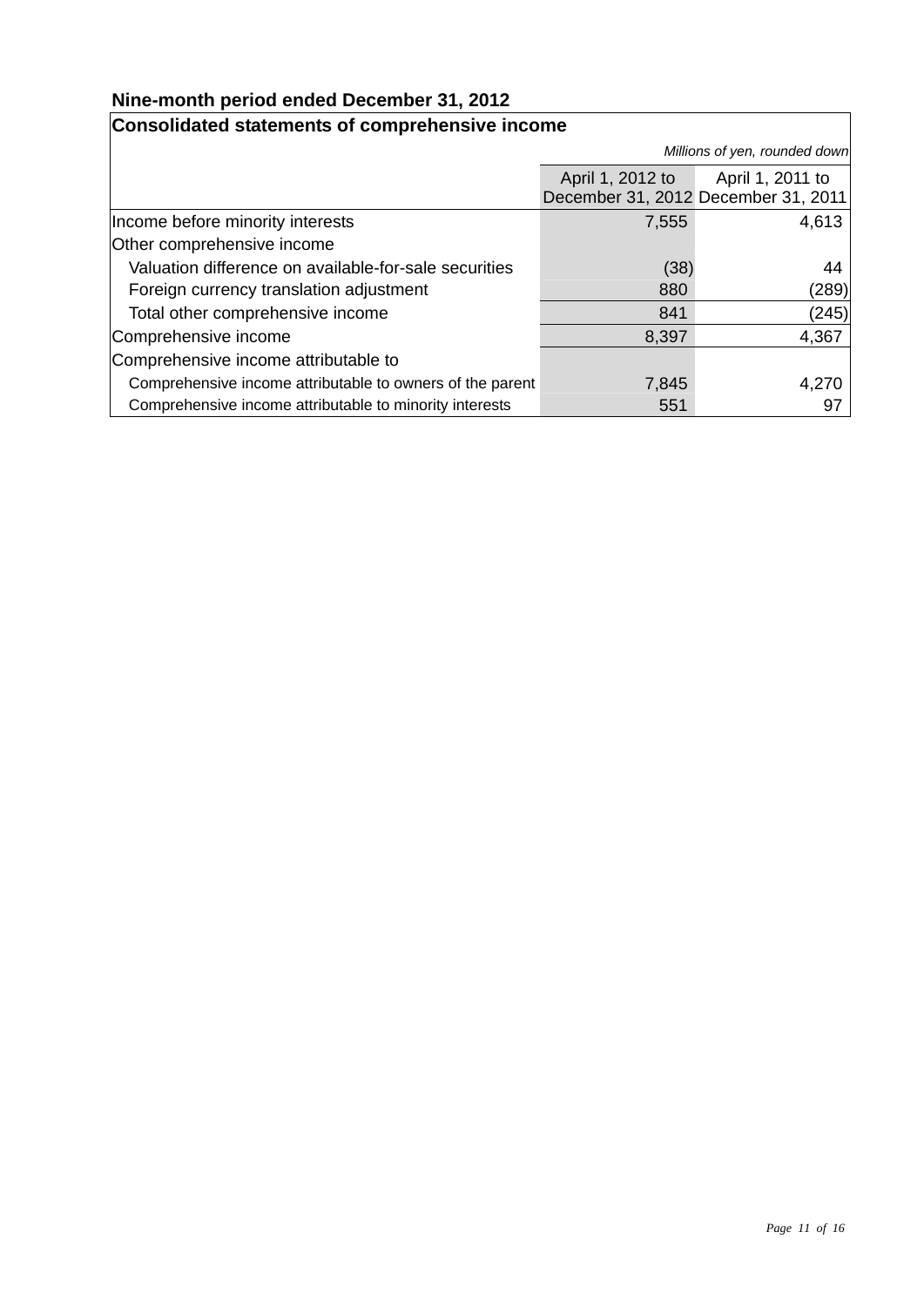## Nine-month period ended December 31, 2012

### Consolidated statements of comprehensive income

*Millions of yen, rounded down*

| | April 1, 2012 to December 31, 2012 | April 1, 2011 to December 31, 2011 |
|---|---|---|
| Income before minority interests | 7,555 | 4,613 |
| Other comprehensive income | | |
| Valuation difference on available-for-sale securities | (38) | 44 |
| Foreign currency translation adjustment | 880 | (289) |
| Total other comprehensive income | 841 | (245) |
| Comprehensive income | 8,397 | 4,367 |
| Comprehensive income attributable to | | |
| Comprehensive income attributable to owners of the parent | 7,845 | 4,270 |
| Comprehensive income attributable to minority interests | 551 | 97 |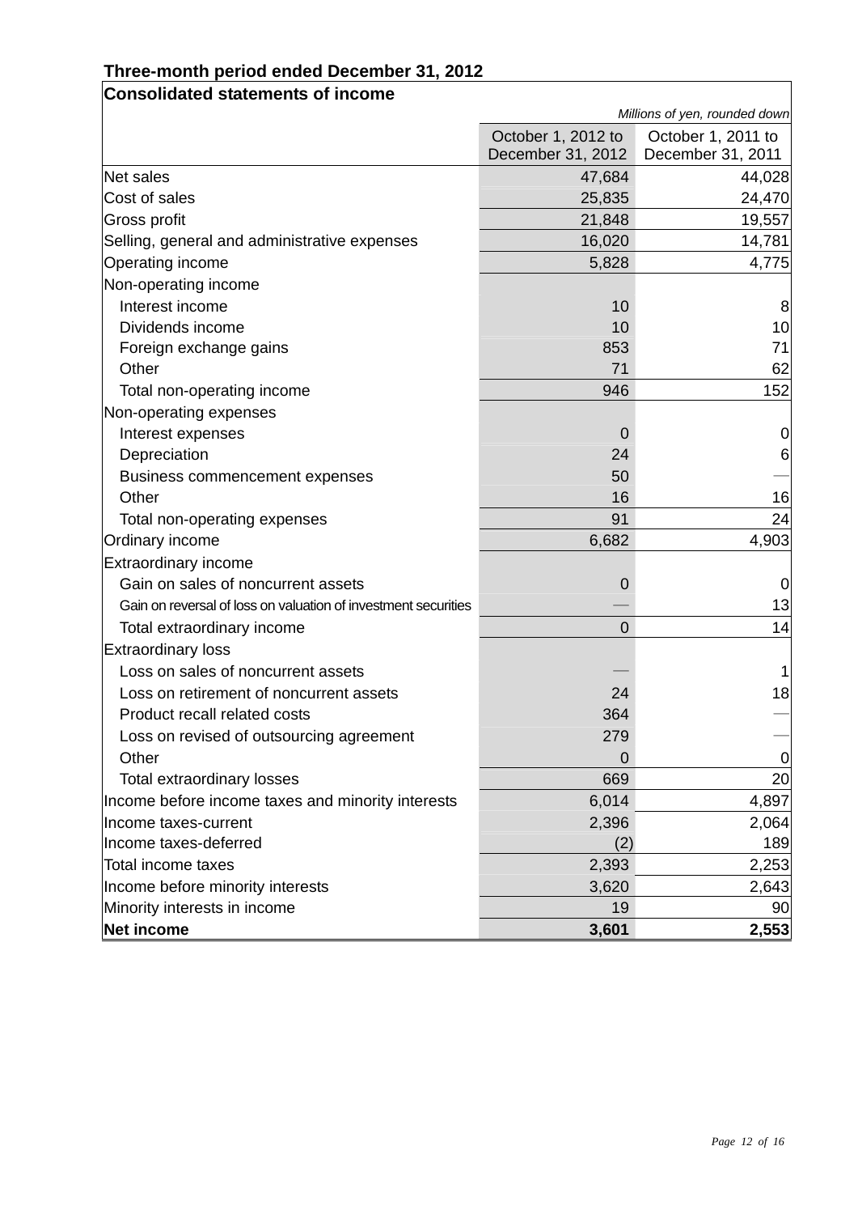## Three-month period ended December 31, 2012

### Consolidated statements of income

*Millions of yen, rounded down*

| | October 1, 2012 to December 31, 2012 | October 1, 2011 to December 31, 2011 |
|---|---|---|
| Net sales | 47,684 | 44,028 |
| Cost of sales | 25,835 | 24,470 |
| Gross profit | 21,848 | 19,557 |
| Selling, general and administrative expenses | 16,020 | 14,781 |
| Operating income | 5,828 | 4,775 |
| Non-operating income | | |
| Interest income | 10 | 8 |
| Dividends income | 10 | 10 |
| Foreign exchange gains | 853 | 71 |
| Other | 71 | 62 |
| Total non-operating income | 946 | 152 |
| Non-operating expenses | | |
| Interest expenses | 0 | 0 |
| Depreciation | 24 | 6 |
| Business commencement expenses | 50 | — |
| Other | 16 | 16 |
| Total non-operating expenses | 91 | 24 |
| Ordinary income | 6,682 | 4,903 |
| Extraordinary income | | |
| Gain on sales of noncurrent assets | 0 | 0 |
| Gain on reversal of loss on valuation of investment securities | — | 13 |
| Total extraordinary income | 0 | 14 |
| Extraordinary loss | | |
| Loss on sales of noncurrent assets | — | 1 |
| Loss on retirement of noncurrent assets | 24 | 18 |
| Product recall related costs | 364 | — |
| Loss on revised of outsourcing agreement | 279 | — |
| Other | 0 | 0 |
| Total extraordinary losses | 669 | 20 |
| Income before income taxes and minority interests | 6,014 | 4,897 |
| Income taxes-current | 2,396 | 2,064 |
| Income taxes-deferred | (2) | 189 |
| Total income taxes | 2,393 | 2,253 |
| Income before minority interests | 3,620 | 2,643 |
| Minority interests in income | 19 | 90 |
| **Net income** | **3,601** | **2,553** |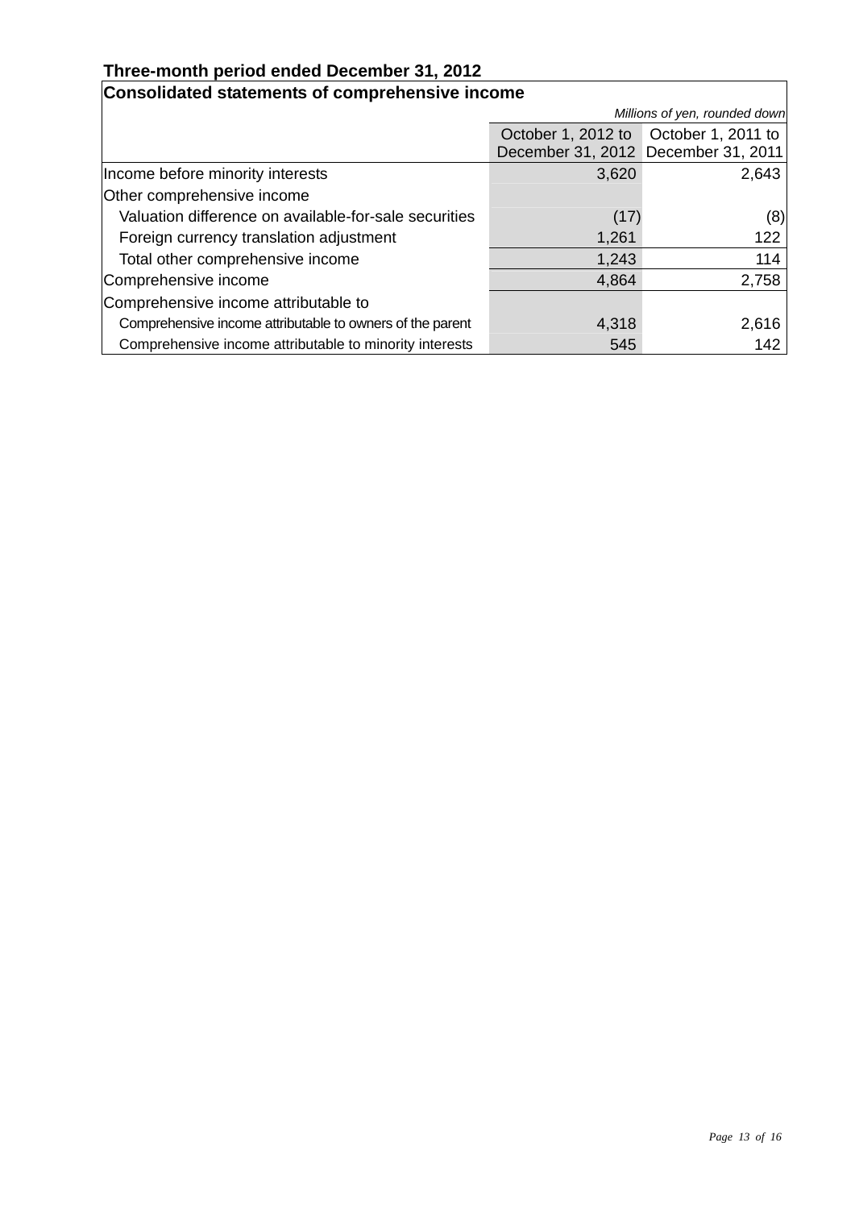**Three-month period ended December 31, 2012**

**Consolidated statements of comprehensive income**

| | | *Millions of yen, rounded down* |
|---|---|---|
| | October 1, 2012 to December 31, 2012 | October 1, 2011 to December 31, 2011 |
| Income before minority interests | 3,620 | 2,643 |
| Other comprehensive income | | |
| Valuation difference on available-for-sale securities | (17) | (8) |
| Foreign currency translation adjustment | 1,261 | 122 |
| Total other comprehensive income | 1,243 | 114 |
| Comprehensive income | 4,864 | 2,758 |
| Comprehensive income attributable to | | |
| Comprehensive income attributable to owners of the parent | 4,318 | 2,616 |
| Comprehensive income attributable to minority interests | 545 | 142 |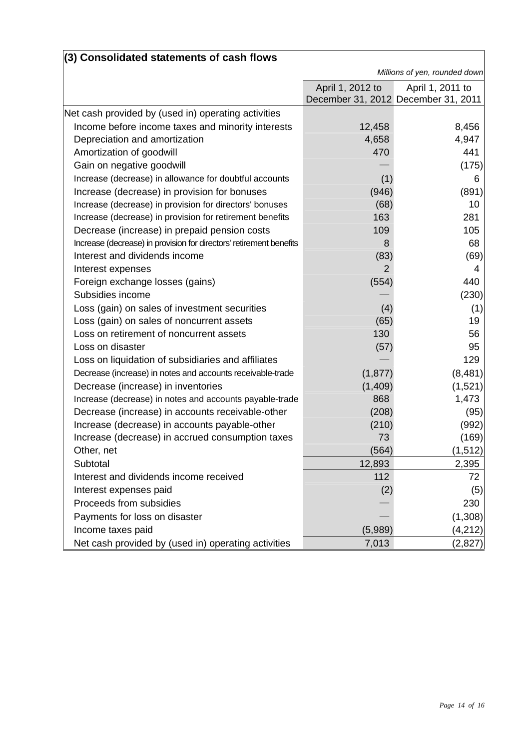### (3) Consolidated statements of cash flows

*Millions of yen, rounded down*

| | April 1, 2012 to December 31, 2012 | April 1, 2011 to December 31, 2011 |
|---|---|---|
| Net cash provided by (used in) operating activities | | |
| Income before income taxes and minority interests | 12,458 | 8,456 |
| Depreciation and amortization | 4,658 | 4,947 |
| Amortization of goodwill | 470 | 441 |
| Gain on negative goodwill | — | (175) |
| Increase (decrease) in allowance for doubtful accounts | (1) | 6 |
| Increase (decrease) in provision for bonuses | (946) | (891) |
| Increase (decrease) in provision for directors' bonuses | (68) | 10 |
| Increase (decrease) in provision for retirement benefits | 163 | 281 |
| Decrease (increase) in prepaid pension costs | 109 | 105 |
| Increase (decrease) in provision for directors' retirement benefits | 8 | 68 |
| Interest and dividends income | (83) | (69) |
| Interest expenses | 2 | 4 |
| Foreign exchange losses (gains) | (554) | 440 |
| Subsidies income | — | (230) |
| Loss (gain) on sales of investment securities | (4) | (1) |
| Loss (gain) on sales of noncurrent assets | (65) | 19 |
| Loss on retirement of noncurrent assets | 130 | 56 |
| Loss on disaster | (57) | 95 |
| Loss on liquidation of subsidiaries and affiliates | — | 129 |
| Decrease (increase) in notes and accounts receivable-trade | (1,877) | (8,481) |
| Decrease (increase) in inventories | (1,409) | (1,521) |
| Increase (decrease) in notes and accounts payable-trade | 868 | 1,473 |
| Decrease (increase) in accounts receivable-other | (208) | (95) |
| Increase (decrease) in accounts payable-other | (210) | (992) |
| Increase (decrease) in accrued consumption taxes | 73 | (169) |
| Other, net | (564) | (1,512) |
| Subtotal | 12,893 | 2,395 |
| Interest and dividends income received | 112 | 72 |
| Interest expenses paid | (2) | (5) |
| Proceeds from subsidies | — | 230 |
| Payments for loss on disaster | — | (1,308) |
| Income taxes paid | (5,989) | (4,212) |
| Net cash provided by (used in) operating activities | 7,013 | (2,827) |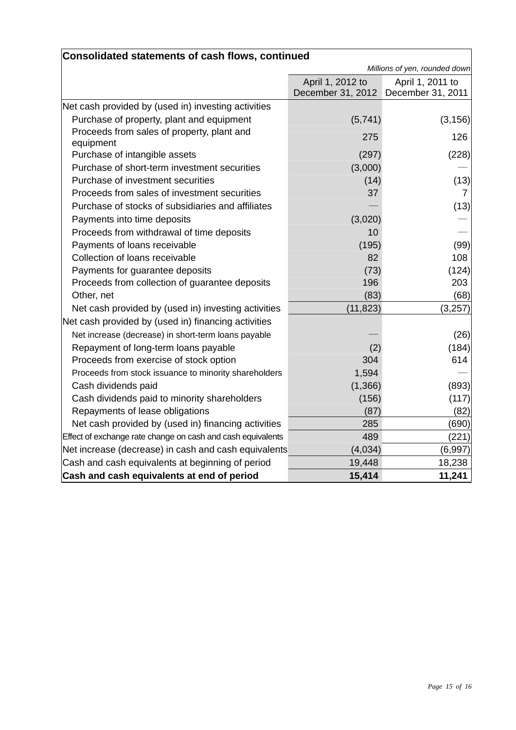## Consolidated statements of cash flows, continued

*Millions of yen, rounded down*

| | April 1, 2012 to December 31, 2012 | April 1, 2011 to December 31, 2011 |
|---|---|---|
| Net cash provided by (used in) investing activities | | |
| Purchase of property, plant and equipment | (5,741) | (3,156) |
| Proceeds from sales of property, plant and equipment | 275 | 126 |
| Purchase of intangible assets | (297) | (228) |
| Purchase of short-term investment securities | (3,000) | — |
| Purchase of investment securities | (14) | (13) |
| Proceeds from sales of investment securities | 37 | 7 |
| Purchase of stocks of subsidiaries and affiliates | — | (13) |
| Payments into time deposits | (3,020) | — |
| Proceeds from withdrawal of time deposits | 10 | — |
| Payments of loans receivable | (195) | (99) |
| Collection of loans receivable | 82 | 108 |
| Payments for guarantee deposits | (73) | (124) |
| Proceeds from collection of guarantee deposits | 196 | 203 |
| Other, net | (83) | (68) |
| Net cash provided by (used in) investing activities | (11,823) | (3,257) |
| Net cash provided by (used in) financing activities | | |
| Net increase (decrease) in short-term loans payable | — | (26) |
| Repayment of long-term loans payable | (2) | (184) |
| Proceeds from exercise of stock option | 304 | 614 |
| Proceeds from stock issuance to minority shareholders | 1,594 | — |
| Cash dividends paid | (1,366) | (893) |
| Cash dividends paid to minority shareholders | (156) | (117) |
| Repayments of lease obligations | (87) | (82) |
| Net cash provided by (used in) financing activities | 285 | (690) |
| Effect of exchange rate change on cash and cash equivalents | 489 | (221) |
| Net increase (decrease) in cash and cash equivalents | (4,034) | (6,997) |
| Cash and cash equivalents at beginning of period | 19,448 | 18,238 |
| **Cash and cash equivalents at end of period** | **15,414** | **11,241** |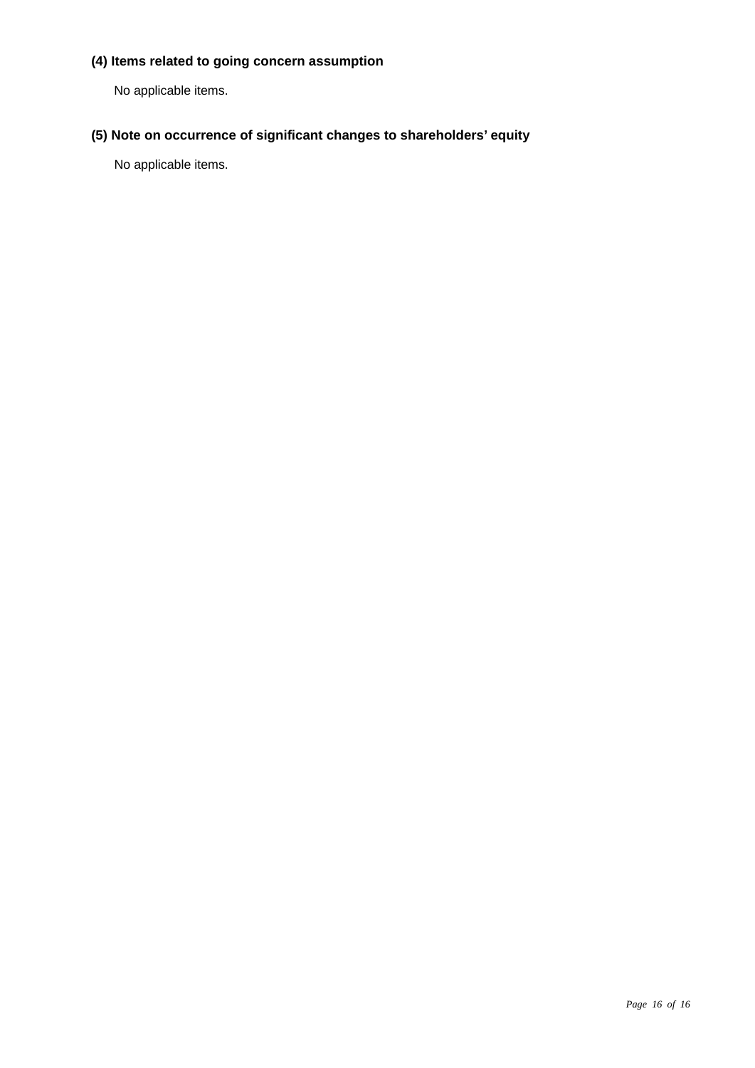### (4) Items related to going concern assumption

No applicable items.

### (5) Note on occurrence of significant changes to shareholders' equity

No applicable items.